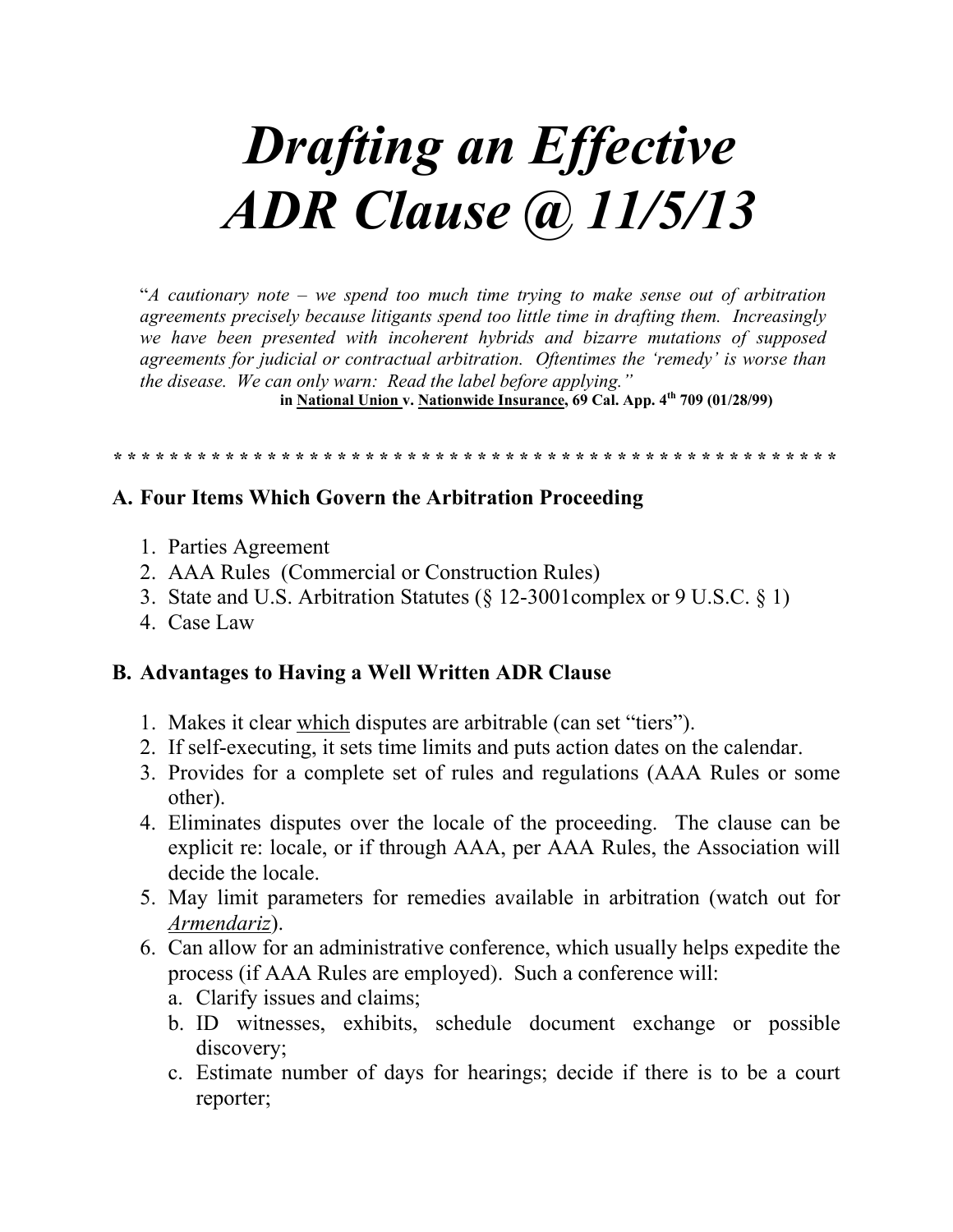# *Drafting an Effective ADR Clause @ 11/5/13*

"*A cautionary note – we spend too much time trying to make sense out of arbitration agreements precisely because litigants spend too little time in drafting them. Increasingly we have been presented with incoherent hybrids and bizarre mutations of supposed agreements for judicial or contractual arbitration. Oftentimes the 'remedy' is worse than the disease. We can only warn: Read the label before applying.*"

**in National Union v. Nationwide Insurance, 69 Cal. App. 4th 709 (01/28/99)**

* * * * * * * * * * * * * * * * * * * * * * * * * * * * * * * * * * * * * * * * * * * * * * * * * * * *

## A. Four Items Which Govern the Arbitration Proceeding

1. Parties Agreement
2. AAA Rules (Commercial or Construction Rules)
3. State and U.S. Arbitration Statutes (§ 12-3001complex or 9 U.S.C. § 1)
4. Case Law

## B. Advantages to Having a Well Written ADR Clause

1. Makes it clear <u>which</u> disputes are arbitrable (can set "tiers").
2. If self-executing, it sets time limits and puts action dates on the calendar.
3. Provides for a complete set of rules and regulations (AAA Rules or some other).
4. Eliminates disputes over the locale of the proceeding. The clause can be explicit re: locale, or if through AAA, per AAA Rules, the Association will decide the locale.
5. May limit parameters for remedies available in arbitration (watch out for *Armendariz*).
6. Can allow for an administrative conference, which usually helps expedite the process (if AAA Rules are employed). Such a conference will:
   a. Clarify issues and claims;
   b. ID witnesses, exhibits, schedule document exchange or possible discovery;
   c. Estimate number of days for hearings; decide if there is to be a court reporter;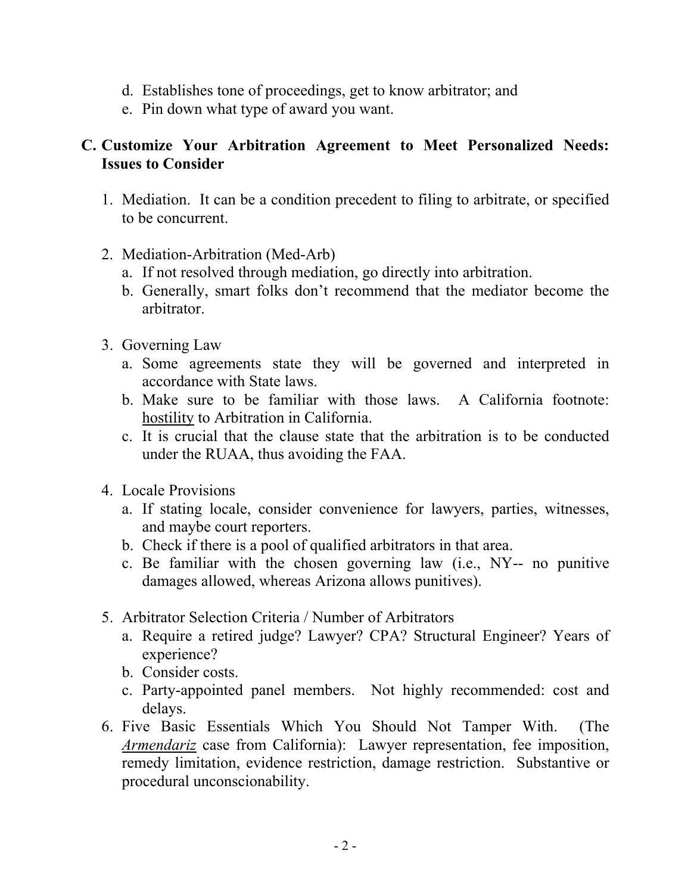d. Establishes tone of proceedings, get to know arbitrator; and
e. Pin down what type of award you want.

### C. Customize Your Arbitration Agreement to Meet Personalized Needs: Issues to Consider

1. Mediation. It can be a condition precedent to filing to arbitrate, or specified to be concurrent.

2. Mediation-Arbitration (Med-Arb)
   a. If not resolved through mediation, go directly into arbitration.
   b. Generally, smart folks don't recommend that the mediator become the arbitrator.

3. Governing Law
   a. Some agreements state they will be governed and interpreted in accordance with State laws.
   b. Make sure to be familiar with those laws. A California footnote: <u>hostility</u> to Arbitration in California.
   c. It is crucial that the clause state that the arbitration is to be conducted under the RUAA, thus avoiding the FAA.

4. Locale Provisions
   a. If stating locale, consider convenience for lawyers, parties, witnesses, and maybe court reporters.
   b. Check if there is a pool of qualified arbitrators in that area.
   c. Be familiar with the chosen governing law (i.e., NY-- no punitive damages allowed, whereas Arizona allows punitives).

5. Arbitrator Selection Criteria / Number of Arbitrators
   a. Require a retired judge? Lawyer? CPA? Structural Engineer? Years of experience?
   b. Consider costs.
   c. Party-appointed panel members. Not highly recommended: cost and delays.

6. Five Basic Essentials Which You Should Not Tamper With. (The <u>*Armendariz*</u> case from California): Lawyer representation, fee imposition, remedy limitation, evidence restriction, damage restriction. Substantive or procedural unconscionability.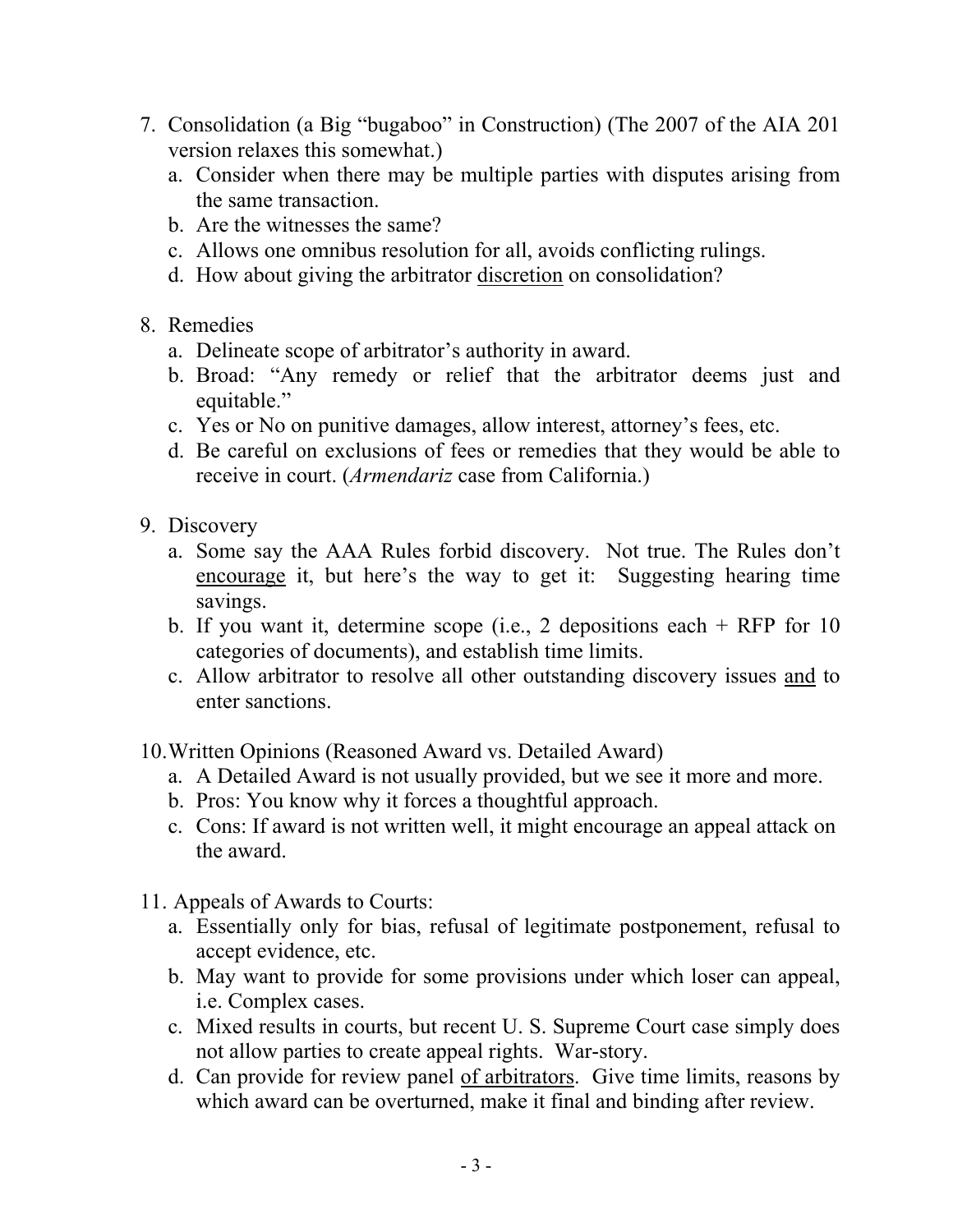7. Consolidation (a Big "bugaboo" in Construction) (The 2007 of the AIA 201 version relaxes this somewhat.)
   a. Consider when there may be multiple parties with disputes arising from the same transaction.
   b. Are the witnesses the same?
   c. Allows one omnibus resolution for all, avoids conflicting rulings.
   d. How about giving the arbitrator <u>discretion</u> on consolidation?

8. Remedies
   a. Delineate scope of arbitrator's authority in award.
   b. Broad: "Any remedy or relief that the arbitrator deems just and equitable."
   c. Yes or No on punitive damages, allow interest, attorney's fees, etc.
   d. Be careful on exclusions of fees or remedies that they would be able to receive in court. (*Armendariz* case from California.)

9. Discovery
   a. Some say the AAA Rules forbid discovery. Not true. The Rules don't <u>encourage</u> it, but here's the way to get it: Suggesting hearing time savings.
   b. If you want it, determine scope (i.e., 2 depositions each + RFP for 10 categories of documents), and establish time limits.
   c. Allow arbitrator to resolve all other outstanding discovery issues <u>and</u> to enter sanctions.

10. Written Opinions (Reasoned Award vs. Detailed Award)
    a. A Detailed Award is not usually provided, but we see it more and more.
    b. Pros: You know why it forces a thoughtful approach.
    c. Cons: If award is not written well, it might encourage an appeal attack on the award.

11. Appeals of Awards to Courts:
    a. Essentially only for bias, refusal of legitimate postponement, refusal to accept evidence, etc.
    b. May want to provide for some provisions under which loser can appeal, i.e. Complex cases.
    c. Mixed results in courts, but recent U. S. Supreme Court case simply does not allow parties to create appeal rights. War-story.
    d. Can provide for review panel <u>of arbitrators</u>. Give time limits, reasons by which award can be overturned, make it final and binding after review.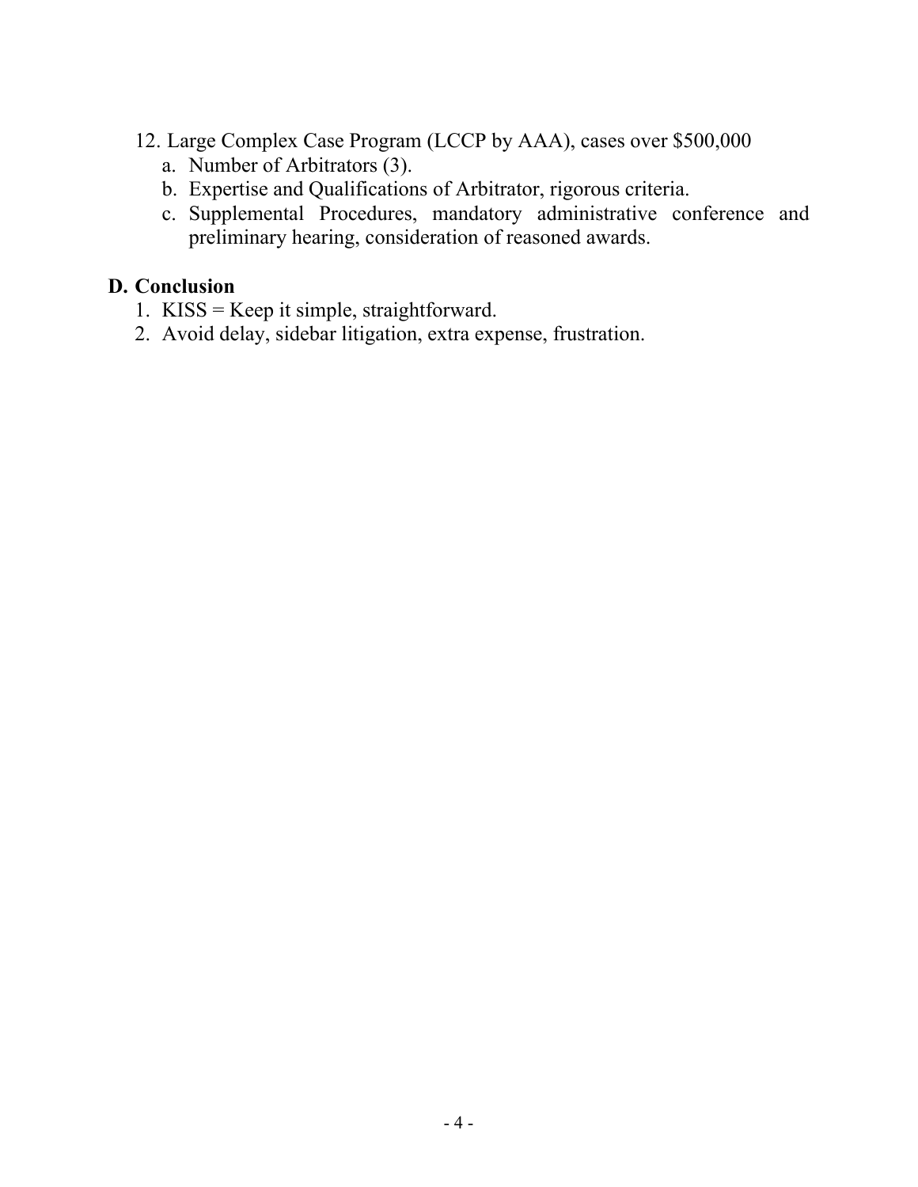12. Large Complex Case Program (LCCP by AAA), cases over $500,000
    a. Number of Arbitrators (3).
    b. Expertise and Qualifications of Arbitrator, rigorous criteria.
    c. Supplemental Procedures, mandatory administrative conference and preliminary hearing, consideration of reasoned awards.

**D. Conclusion**

1. KISS = Keep it simple, straightforward.
2. Avoid delay, sidebar litigation, extra expense, frustration.